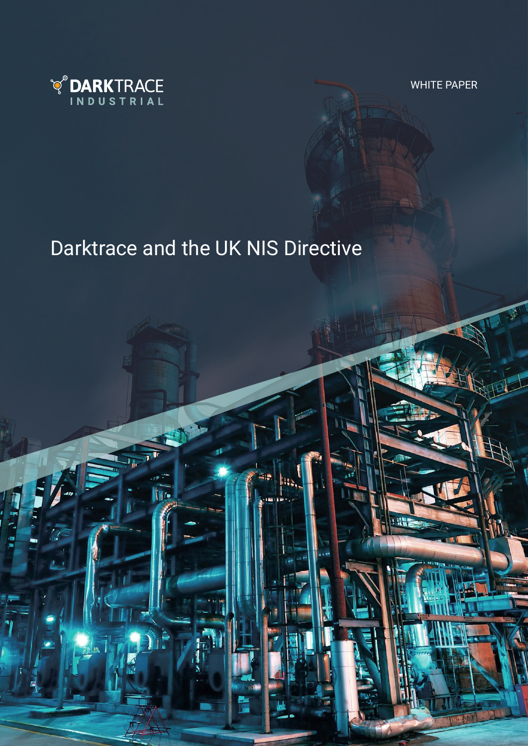DARKTRACE INDUSTRIAL

WHITE PAPER

# Darktrace and the UK NIS Directive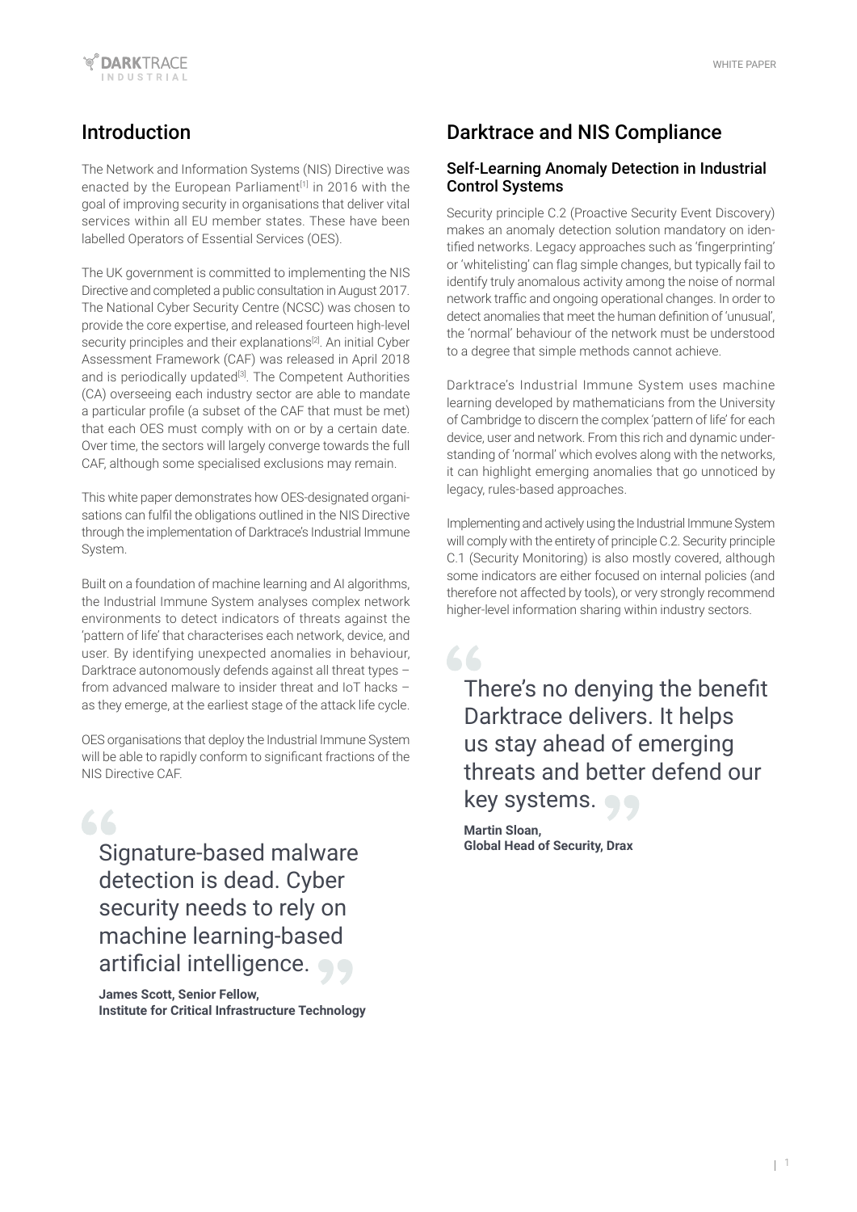## Introduction

The Network and Information Systems (NIS) Directive was enacted by the European Parliament[1] in 2016 with the goal of improving security in organisations that deliver vital services within all EU member states. These have been labelled Operators of Essential Services (OES).

The UK government is committed to implementing the NIS Directive and completed a public consultation in August 2017. The National Cyber Security Centre (NCSC) was chosen to provide the core expertise, and released fourteen high-level security principles and their explanations[2]. An initial Cyber Assessment Framework (CAF) was released in April 2018 and is periodically updated[3]. The Competent Authorities (CA) overseeing each industry sector are able to mandate a particular profile (a subset of the CAF that must be met) that each OES must comply with on or by a certain date. Over time, the sectors will largely converge towards the full CAF, although some specialised exclusions may remain.

This white paper demonstrates how OES-designated organisations can fulfil the obligations outlined in the NIS Directive through the implementation of Darktrace's Industrial Immune System.

Built on a foundation of machine learning and AI algorithms, the Industrial Immune System analyses complex network environments to detect indicators of threats against the 'pattern of life' that characterises each network, device, and user. By identifying unexpected anomalies in behaviour, Darktrace autonomously defends against all threat types – from advanced malware to insider threat and IoT hacks – as they emerge, at the earliest stage of the attack life cycle.

OES organisations that deploy the Industrial Immune System will be able to rapidly conform to significant fractions of the NIS Directive CAF.

> Signature-based malware detection is dead. Cyber security needs to rely on machine learning-based artificial intelligence.
>
> **James Scott, Senior Fellow,**
> **Institute for Critical Infrastructure Technology**

## Darktrace and NIS Compliance

### Self-Learning Anomaly Detection in Industrial Control Systems

Security principle C.2 (Proactive Security Event Discovery) makes an anomaly detection solution mandatory on identified networks. Legacy approaches such as 'fingerprinting' or 'whitelisting' can flag simple changes, but typically fail to identify truly anomalous activity among the noise of normal network traffic and ongoing operational changes. In order to detect anomalies that meet the human definition of 'unusual', the 'normal' behaviour of the network must be understood to a degree that simple methods cannot achieve.

Darktrace's Industrial Immune System uses machine learning developed by mathematicians from the University of Cambridge to discern the complex 'pattern of life' for each device, user and network. From this rich and dynamic understanding of 'normal' which evolves along with the networks, it can highlight emerging anomalies that go unnoticed by legacy, rules-based approaches.

Implementing and actively using the Industrial Immune System will comply with the entirety of principle C.2. Security principle C.1 (Security Monitoring) is also mostly covered, although some indicators are either focused on internal policies (and therefore not affected by tools), or very strongly recommend higher-level information sharing within industry sectors.

> There's no denying the benefit Darktrace delivers. It helps us stay ahead of emerging threats and better defend our key systems.
>
> **Martin Sloan,**
> **Global Head of Security, Drax**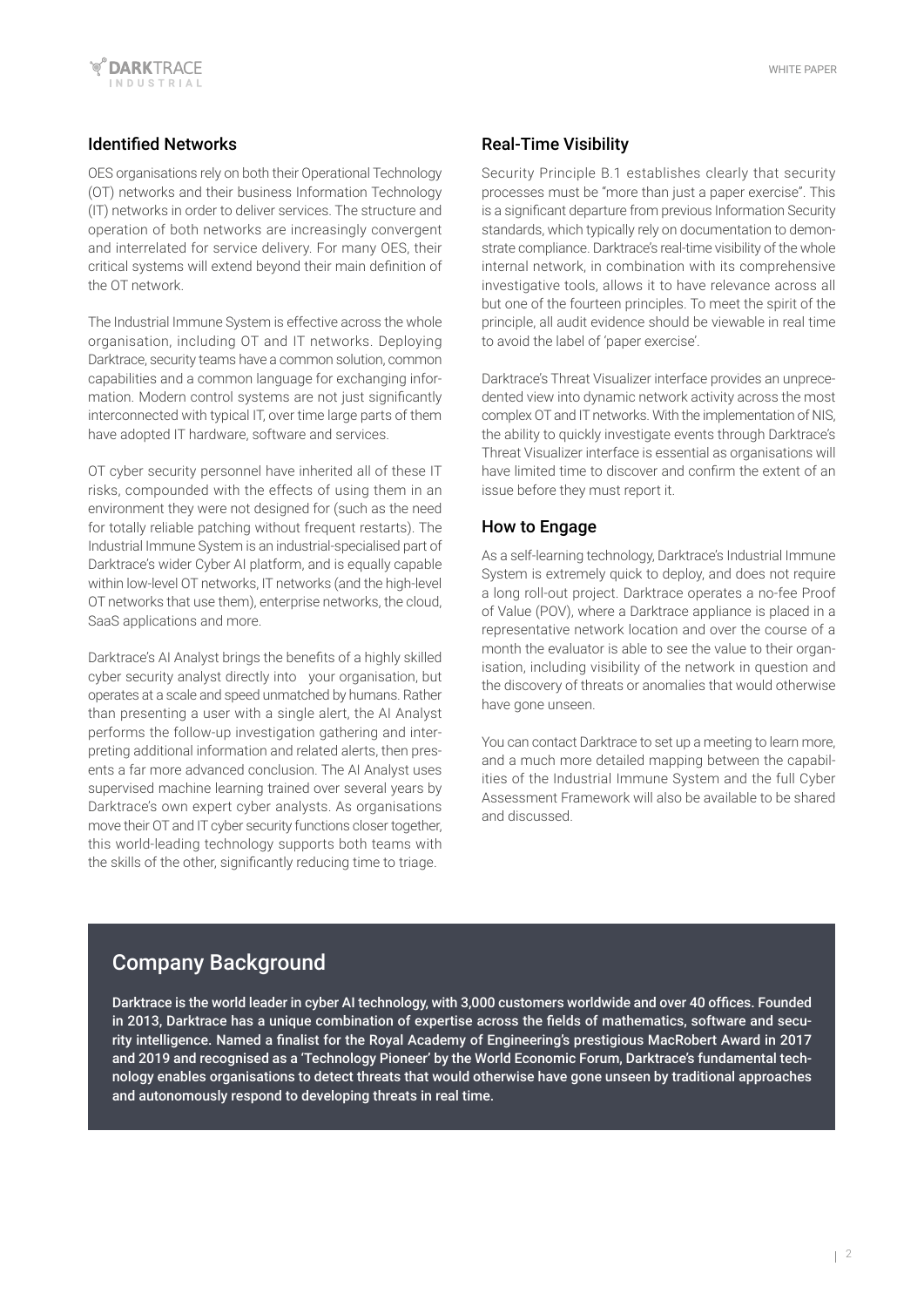## Identified Networks

OES organisations rely on both their Operational Technology (OT) networks and their business Information Technology (IT) networks in order to deliver services. The structure and operation of both networks are increasingly convergent and interrelated for service delivery. For many OES, their critical systems will extend beyond their main definition of the OT network.

The Industrial Immune System is effective across the whole organisation, including OT and IT networks. Deploying Darktrace, security teams have a common solution, common capabilities and a common language for exchanging information. Modern control systems are not just significantly interconnected with typical IT, over time large parts of them have adopted IT hardware, software and services.

OT cyber security personnel have inherited all of these IT risks, compounded with the effects of using them in an environment they were not designed for (such as the need for totally reliable patching without frequent restarts). The Industrial Immune System is an industrial-specialised part of Darktrace's wider Cyber AI platform, and is equally capable within low-level OT networks, IT networks (and the high-level OT networks that use them), enterprise networks, the cloud, SaaS applications and more.

Darktrace's AI Analyst brings the benefits of a highly skilled cyber security analyst directly into your organisation, but operates at a scale and speed unmatched by humans. Rather than presenting a user with a single alert, the AI Analyst performs the follow-up investigation gathering and interpreting additional information and related alerts, then presents a far more advanced conclusion. The AI Analyst uses supervised machine learning trained over several years by Darktrace's own expert cyber analysts. As organisations move their OT and IT cyber security functions closer together, this world-leading technology supports both teams with the skills of the other, significantly reducing time to triage.

## Real-Time Visibility

Security Principle B.1 establishes clearly that security processes must be "more than just a paper exercise". This is a significant departure from previous Information Security standards, which typically rely on documentation to demonstrate compliance. Darktrace's real-time visibility of the whole internal network, in combination with its comprehensive investigative tools, allows it to have relevance across all but one of the fourteen principles. To meet the spirit of the principle, all audit evidence should be viewable in real time to avoid the label of 'paper exercise'.

Darktrace's Threat Visualizer interface provides an unprecedented view into dynamic network activity across the most complex OT and IT networks. With the implementation of NIS, the ability to quickly investigate events through Darktrace's Threat Visualizer interface is essential as organisations will have limited time to discover and confirm the extent of an issue before they must report it.

## How to Engage

As a self-learning technology, Darktrace's Industrial Immune System is extremely quick to deploy, and does not require a long roll-out project. Darktrace operates a no-fee Proof of Value (POV), where a Darktrace appliance is placed in a representative network location and over the course of a month the evaluator is able to see the value to their organisation, including visibility of the network in question and the discovery of threats or anomalies that would otherwise have gone unseen.

You can contact Darktrace to set up a meeting to learn more, and a much more detailed mapping between the capabilities of the Industrial Immune System and the full Cyber Assessment Framework will also be available to be shared and discussed.

## Company Background

**Darktrace is the world leader in cyber AI technology, with 3,000 customers worldwide and over 40 offices. Founded in 2013, Darktrace has a unique combination of expertise across the fields of mathematics, software and security intelligence. Named a finalist for the Royal Academy of Engineering's prestigious MacRobert Award in 2017 and 2019 and recognised as a 'Technology Pioneer' by the World Economic Forum, Darktrace's fundamental technology enables organisations to detect threats that would otherwise have gone unseen by traditional approaches and autonomously respond to developing threats in real time.**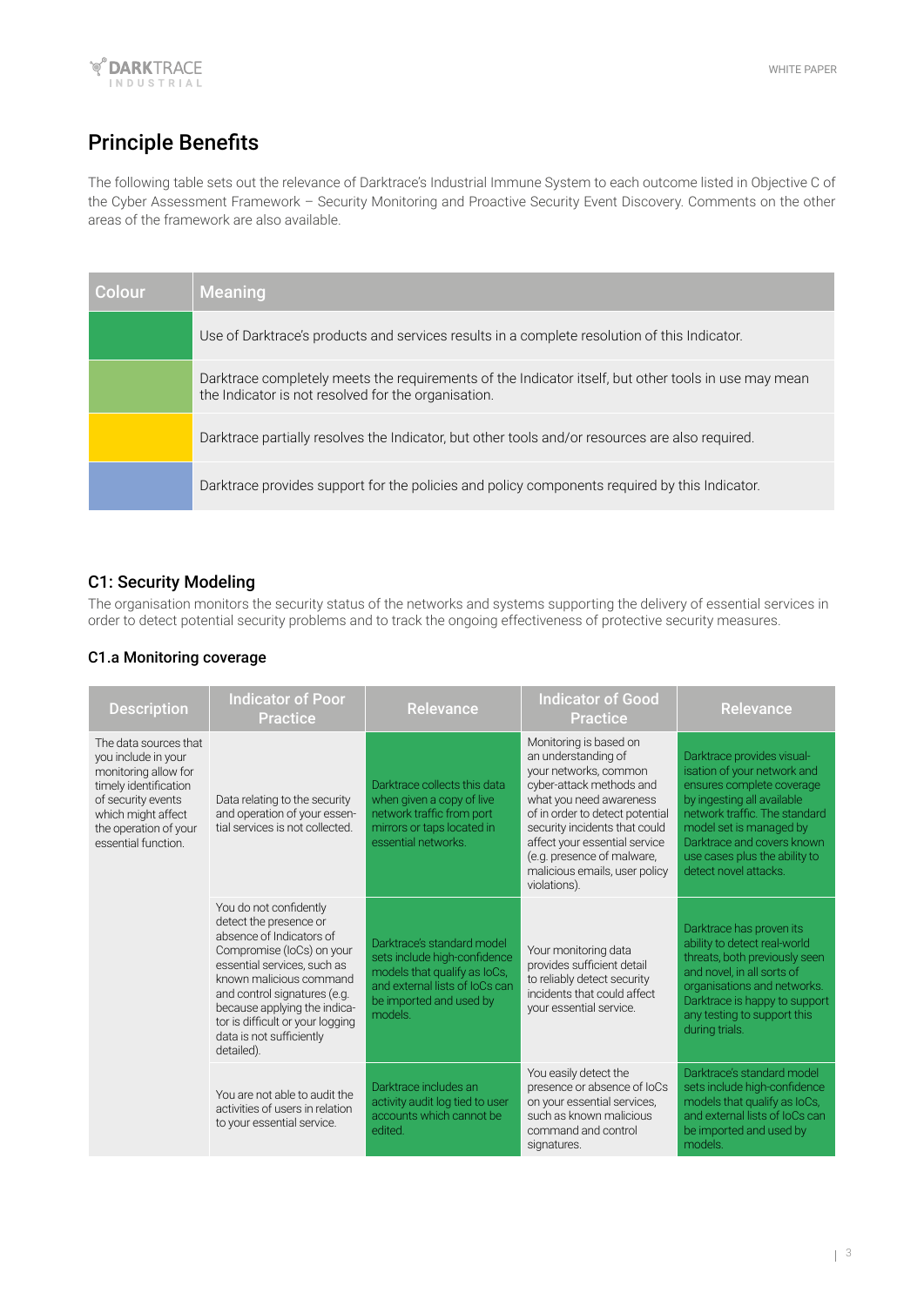## Principle Benefits

The following table sets out the relevance of Darktrace's Industrial Immune System to each outcome listed in Objective C of the Cyber Assessment Framework – Security Monitoring and Proactive Security Event Discovery. Comments on the other areas of the framework are also available.

| Colour | Meaning |
|---|---|
| (Dark green) | Use of Darktrace's products and services results in a complete resolution of this Indicator. |
| (Light green) | Darktrace completely meets the requirements of the Indicator itself, but other tools in use may mean the Indicator is not resolved for the organisation. |
| (Yellow) | Darktrace partially resolves the Indicator, but other tools and/or resources are also required. |
| (Blue) | Darktrace provides support for the policies and policy components required by this Indicator. |

### C1: Security Modeling

The organisation monitors the security status of the networks and systems supporting the delivery of essential services in order to detect potential security problems and to track the ongoing effectiveness of protective security measures.

#### C1.a Monitoring coverage

| Description | Indicator of Poor Practice | Relevance | Indicator of Good Practice | Relevance |
|---|---|---|---|---|
| The data sources that you include in your monitoring allow for timely identification of security events which might affect the operation of your essential function. | Data relating to the security and operation of your essential services is not collected. | Darktrace collects this data when given a copy of live network traffic from port mirrors or taps located in essential networks. | Monitoring is based on an understanding of your networks, common cyber-attack methods and what you need awareness of in order to detect potential security incidents that could affect your essential service (e.g. presence of malware, malicious emails, user policy violations). | Darktrace provides visualisation of your network and ensures complete coverage by ingesting all available network traffic. The standard model set is managed by Darktrace and covers known use cases plus the ability to detect novel attacks. |
| | You do not confidently detect the presence or absence of Indicators of Compromise (IoCs) on your essential services, such as known malicious command and control signatures (e.g. because applying the indicator is difficult or your logging data is not sufficiently detailed). | Darktrace's standard model sets include high-confidence models that qualify as IoCs, and external lists of IoCs can be imported and used by models. | Your monitoring data provides sufficient detail to reliably detect security incidents that could affect your essential service. | Darktrace has proven its ability to detect real-world threats, both previously seen and novel, in all sorts of organisations and networks. Darktrace is happy to support any testing to support this during trials. |
| | You are not able to audit the activities of users in relation to your essential service. | Darktrace includes an activity audit log tied to user accounts which cannot be edited. | You easily detect the presence or absence of IoCs on your essential services, such as known malicious command and control signatures. | Darktrace's standard model sets include high-confidence models that qualify as IoCs, and external lists of IoCs can be imported and used by models. |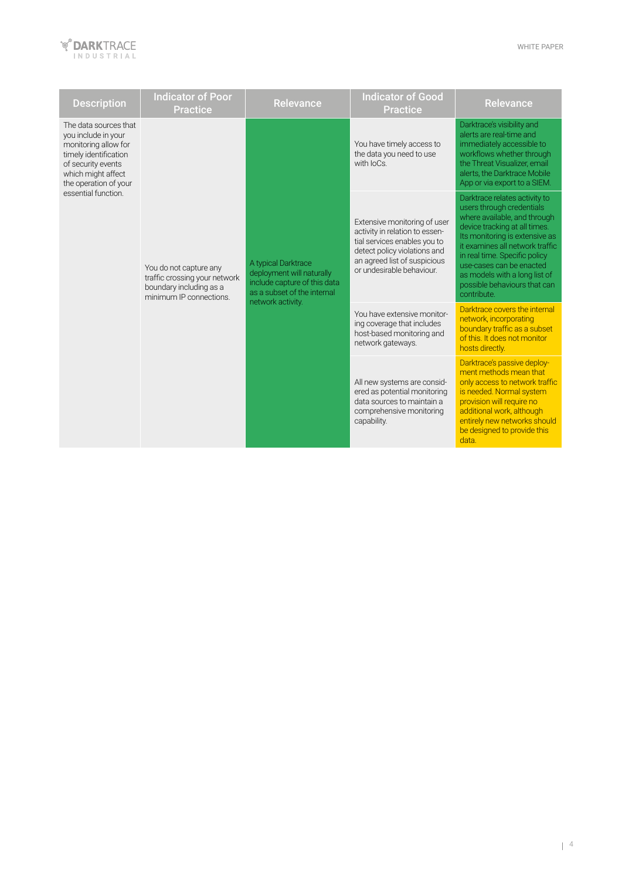| Description | Indicator of Poor Practice | Relevance | Indicator of Good Practice | Relevance |
|---|---|---|---|---|
| The data sources that you include in your monitoring allow for timely identification of security events which might affect the operation of your essential function. | You do not capture any traffic crossing your network boundary including as a minimum IP connections. | A typical Darktrace deployment will naturally include capture of this data as a subset of the internal network activity. | You have timely access to the data you need to use with IoCs. | Darktrace's visibility and alerts are real-time and immediately accessible to workflows whether through the Threat Visualizer, email alerts, the Darktrace Mobile App or via export to a SIEM. |
| | | | Extensive monitoring of user activity in relation to essential services enables you to detect policy violations and an agreed list of suspicious or undesirable behaviour. | Darktrace relates activity to users through credentials where available, and through device tracking at all times. Its monitoring is extensive as it examines all network traffic in real time. Specific policy use-cases can be enacted as models with a long list of possible behaviours that can contribute. |
| | | | You have extensive monitoring coverage that includes host-based monitoring and network gateways. | Darktrace covers the internal network, incorporating boundary traffic as a subset of this. It does not monitor hosts directly. |
| | | | All new systems are considered as potential monitoring data sources to maintain a comprehensive monitoring capability. | Darktrace's passive deployment methods mean that only access to network traffic is needed. Normal system provision will require no additional work, although entirely new networks should be designed to provide this data. |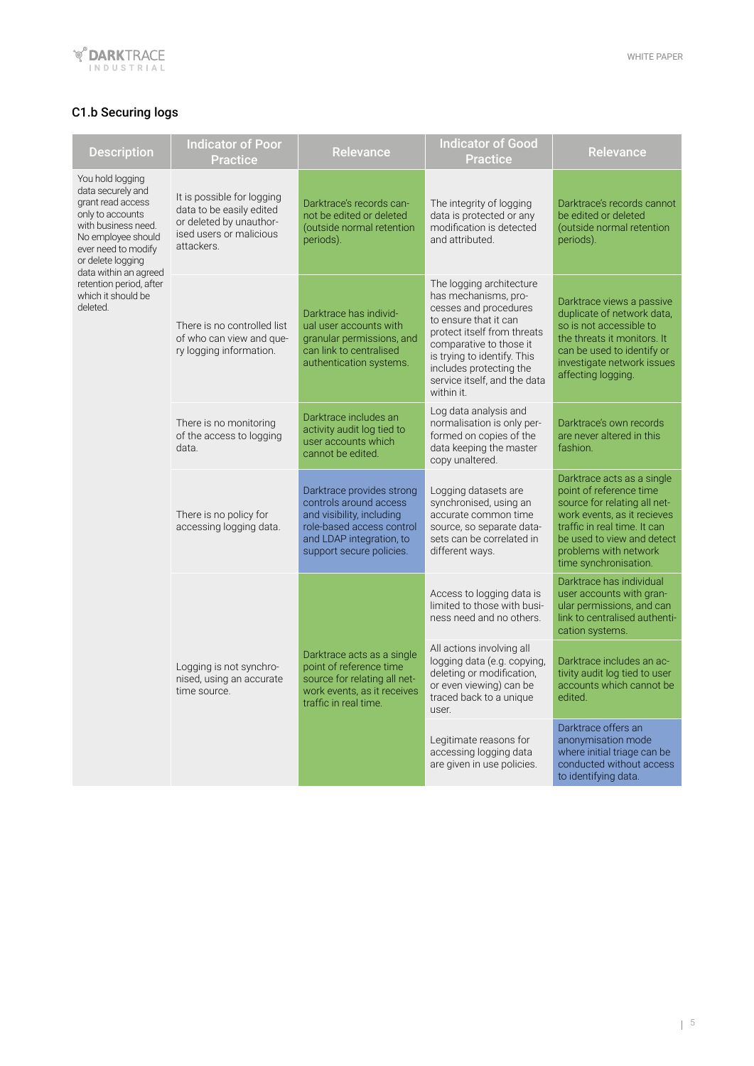### C1.b Securing logs

| Description | Indicator of Poor Practice | Relevance | Indicator of Good Practice | Relevance |
|---|---|---|---|---|
| You hold logging data securely and grant read access only to accounts with business need. No employee should ever need to modify or delete logging data within an agreed retention period, after which it should be deleted. | It is possible for logging data to be easily edited or deleted by unauthorised users or malicious attackers. | Darktrace's records cannot be edited or deleted (outside normal retention periods). | The integrity of logging data is protected or any modification is detected and attributed. | Darktrace's records cannot be edited or deleted (outside normal retention periods). |
| | There is no controlled list of who can view and query logging information. | Darktrace has individual user accounts with granular permissions, and can link to centralised authentication systems. | The logging architecture has mechanisms, processes and procedures to ensure that it can protect itself from threats comparative to those it is trying to identify. This includes protecting the service itself, and the data within it. | Darktrace views a passive duplicate of network data, so is not accessible to the threats it monitors. It can be used to identify or investigate network issues affecting logging. |
| | There is no monitoring of the access to logging data. | Darktrace includes an activity audit log tied to user accounts which cannot be edited. | Log data analysis and normalisation is only performed on copies of the data keeping the master copy unaltered. | Darktrace's own records are never altered in this fashion. |
| | There is no policy for accessing logging data. | Darktrace provides strong controls around access and visibility, including role-based access control and LDAP integration, to support secure policies. | Logging datasets are synchronised, using an accurate common time source, so separate datasets can be correlated in different ways. | Darktrace acts as a single point of reference time source for relating all network events, as it recieves traffic in real time. It can be used to view and detect problems with network time synchronisation. |
| | Logging is not synchronised, using an accurate time source. | Darktrace acts as a single point of reference time source for relating all network events, as it receives traffic in real time. | Access to logging data is limited to those with business need and no others. | Darktrace has individual user accounts with granular permissions, and can link to centralised authentication systems. |
| | | | All actions involving all logging data (e.g. copying, deleting or modification, or even viewing) can be traced back to a unique user. | Darktrace includes an activity audit log tied to user accounts which cannot be edited. |
| | | | Legitimate reasons for accessing logging data are given in use policies. | Darktrace offers an anonymisation mode where initial triage can be conducted without access to identifying data. |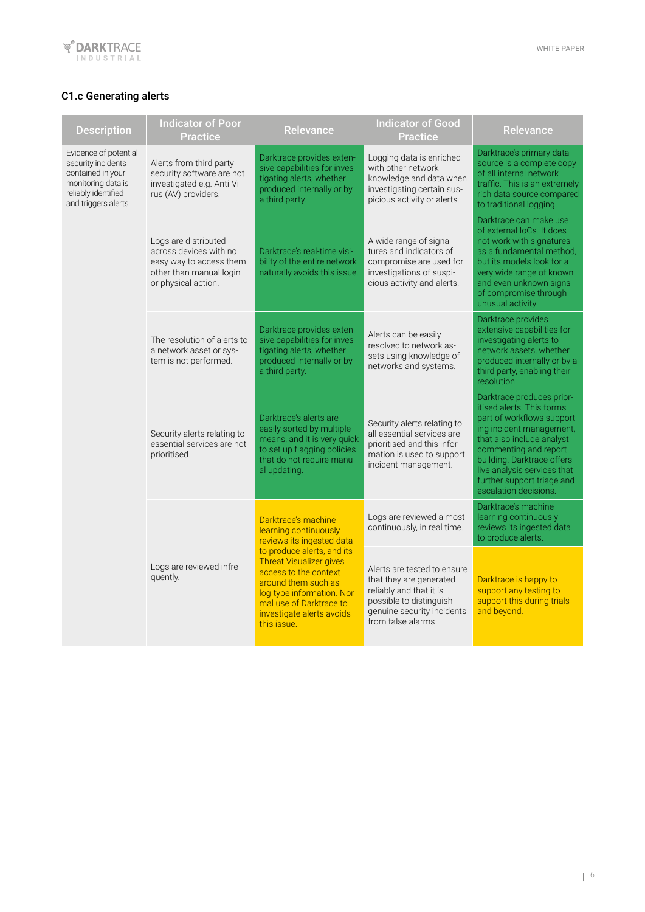## C1.c Generating alerts

| Description | Indicator of Poor Practice | Relevance | Indicator of Good Practice | Relevance |
|---|---|---|---|---|
| Evidence of potential security incidents contained in your monitoring data is reliably identified and triggers alerts. | Alerts from third party security software are not investigated e.g. Anti-Virus (AV) providers. | Darktrace provides extensive capabilities for investigating alerts, whether produced internally or by a third party. | Logging data is enriched with other network knowledge and data when investigating certain suspicious activity or alerts. | Darktrace's primary data source is a complete copy of all internal network traffic. This is an extremely rich data source compared to traditional logging. |
| | Logs are distributed across devices with no easy way to access them other than manual login or physical action. | Darktrace's real-time visibility of the entire network naturally avoids this issue. | A wide range of signatures and indicators of compromise are used for investigations of suspicious activity and alerts. | Darktrace can make use of external IoCs. It does not work with signatures as a fundamental method, but its models look for a very wide range of known and even unknown signs of compromise through unusual activity. |
| | The resolution of alerts to a network asset or system is not performed. | Darktrace provides extensive capabilities for investigating alerts, whether produced internally or by a third party. | Alerts can be easily resolved to network assets using knowledge of networks and systems. | Darktrace provides extensive capabilities for investigating alerts to network assets, whether produced internally or by a third party, enabling their resolution. |
| | Security alerts relating to essential services are not prioritised. | Darktrace's alerts are easily sorted by multiple means, and it is very quick to set up flagging policies that do not require manual updating. | Security alerts relating to all essential services are prioritised and this information is used to support incident management. | Darktrace produces prioritised alerts. This forms part of workflows supporting incident management, that also include analyst commenting and report building. Darktrace offers live analysis services that further support triage and escalation decisions. |
| | Logs are reviewed infrequently. | Darktrace's machine learning continuously reviews its ingested data to produce alerts, and its Threat Visualizer gives access to the context around them such as log-type information. Normal use of Darktrace to investigate alerts avoids this issue. | Logs are reviewed almost continuously, in real time. | Darktrace's machine learning continuously reviews its ingested data to produce alerts. |
| | | | Alerts are tested to ensure that they are generated reliably and that it is possible to distinguish genuine security incidents from false alarms. | Darktrace is happy to support any testing to support this during trials and beyond. |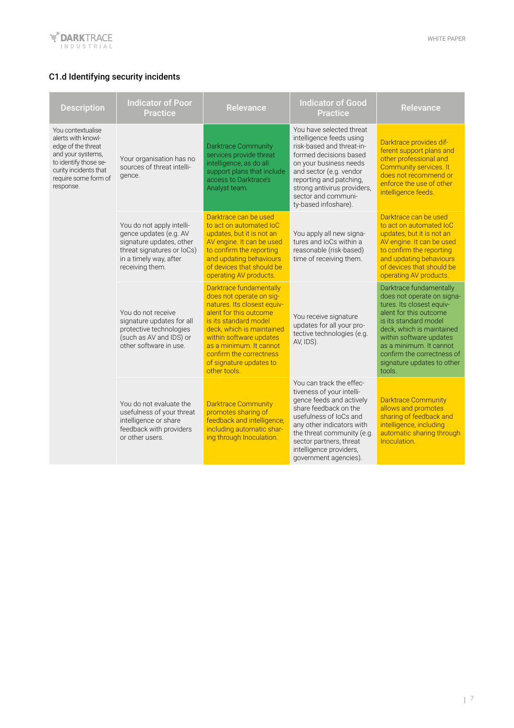### C1.d Identifying security incidents

| Description | Indicator of Poor Practice | Relevance | Indicator of Good Practice | Relevance |
|---|---|---|---|---|
| You contextualise alerts with knowledge of the threat and your systems, to identify those security incidents that require some form of response. | Your organisation has no sources of threat intelligence. | Darktrace Community services provide threat intelligence, as do all support plans that include access to Darktrace's Analyst team. | You have selected threat intelligence feeds using risk-based and threat-informed decisions based on your business needs and sector (e.g. vendor reporting and patching, strong antivirus providers, sector and community-based infoshare). | Darktrace provides different support plans and other professional and Community services. It does not recommend or enforce the use of other intelligence feeds. |
| | You do not apply intelligence updates (e.g. AV signature updates, other threat signatures or IoCs) in a timely way, after receiving them. | Darktrace can be used to act on automated IoC updates, but it is not an AV engine. It can be used to confirm the reporting and updating behaviours of devices that should be operating AV products. | You apply all new signatures and IoCs within a reasonable (risk-based) time of receiving them. | Darktrace can be used to act on automated IoC updates, but it is not an AV engine. It can be used to confirm the reporting and updating behaviours of devices that should be operating AV products. |
| | You do not receive signature updates for all protective technologies (such as AV and IDS) or other software in use. | Darktrace fundamentally does not operate on signatures. Its closest equivalent for this outcome is its standard model deck, which is maintained within software updates as a minimum. It cannot confirm the correctness of signature updates to other tools. | You receive signature updates for all your protective technologies (e.g. AV, IDS). | Darktrace fundamentally does not operate on signatures. Its closest equivalent for this outcome is its standard model deck, which is maintained within software updates as a minimum. It cannot confirm the correctness of signature updates to other tools. |
| | You do not evaluate the usefulness of your threat intelligence or share feedback with providers or other users. | Darktrace Community promotes sharing of feedback and intelligence, including automatic sharing through Inoculation. | You can track the effectiveness of your intelligence feeds and actively share feedback on the usefulness of IoCs and any other indicators with the threat community (e.g. sector partners, threat intelligence providers, government agencies). | Darktrace Community allows and promotes sharing of feedback and intelligence, including automatic sharing through Inoculation. |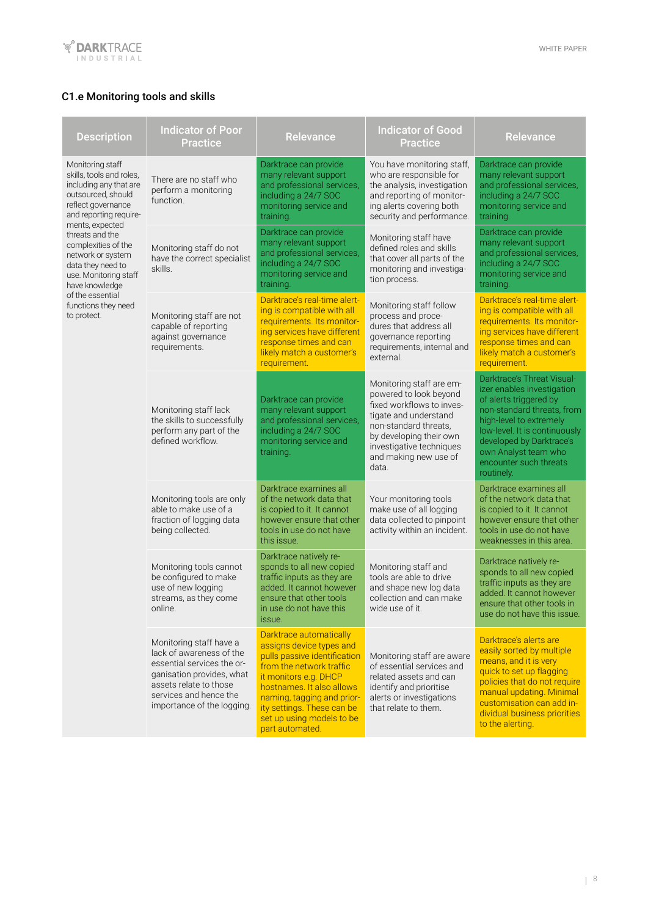## C1.e Monitoring tools and skills

| Description | Indicator of Poor Practice | Relevance | Indicator of Good Practice | Relevance |
|---|---|---|---|---|
| Monitoring staff skills, tools and roles, including any that are outsourced, should reflect governance and reporting requirements, expected threats and the complexities of the network or system data they need to use. Monitoring staff have knowledge of the essential functions they need to protect. | There are no staff who perform a monitoring function. | Darktrace can provide many relevant support and professional services, including a 24/7 SOC monitoring service and training. | You have monitoring staff, who are responsible for the analysis, investigation and reporting of monitoring alerts covering both security and performance. | Darktrace can provide many relevant support and professional services, including a 24/7 SOC monitoring service and training. |
| | Monitoring staff do not have the correct specialist skills. | Darktrace can provide many relevant support and professional services, including a 24/7 SOC monitoring service and training. | Monitoring staff have defined roles and skills that cover all parts of the monitoring and investigation process. | Darktrace can provide many relevant support and professional services, including a 24/7 SOC monitoring service and training. |
| | Monitoring staff are not capable of reporting against governance requirements. | Darktrace's real-time alerting is compatible with all requirements. Its monitoring services have different response times and can likely match a customer's requirement. | Monitoring staff follow process and procedures that address all governance reporting requirements, internal and external. | Darktrace's real-time alerting is compatible with all requirements. Its monitoring services have different response times and can likely match a customer's requirement. |
| | Monitoring staff lack the skills to successfully perform any part of the defined workflow. | Darktrace can provide many relevant support and professional services, including a 24/7 SOC monitoring service and training. | Monitoring staff are empowered to look beyond fixed workflows to investigate and understand non-standard threats, by developing their own investigative techniques and making new use of data. | Darktrace's Threat Visualizer enables investigation of alerts triggered by non-standard threats, from high-level to extremely low-level. It is continuously developed by Darktrace's own Analyst team who encounter such threats routinely. |
| | Monitoring tools are only able to make use of a fraction of logging data being collected. | Darktrace examines all of the network data that is copied to it. It cannot however ensure that other tools in use do not have this issue. | Your monitoring tools make use of all logging data collected to pinpoint activity within an incident. | Darktrace examines all of the network data that is copied to it. It cannot however ensure that other tools in use do not have weaknesses in this area. |
| | Monitoring tools cannot be configured to make use of new logging streams, as they come online. | Darktrace natively responds to all new copied traffic inputs as they are added. It cannot however ensure that other tools in use do not have this issue. | Monitoring staff and tools are able to drive and shape new log data collection and can make wide use of it. | Darktrace natively responds to all new copied traffic inputs as they are added. It cannot however ensure that other tools in use do not have this issue. |
| | Monitoring staff have a lack of awareness of the essential services the organisation provides, what assets relate to those services and hence the importance of the logging. | Darktrace automatically assigns device types and pulls passive identification from the network traffic it monitors e.g. DHCP hostnames. It also allows naming, tagging and priority settings. These can be set up using models to be part automated. | Monitoring staff are aware of essential services and related assets and can identify and prioritise alerts or investigations that relate to them. | Darktrace's alerts are easily sorted by multiple means, and it is very quick to set up flagging policies that do not require manual updating. Minimal customisation can add individual business priorities to the alerting. |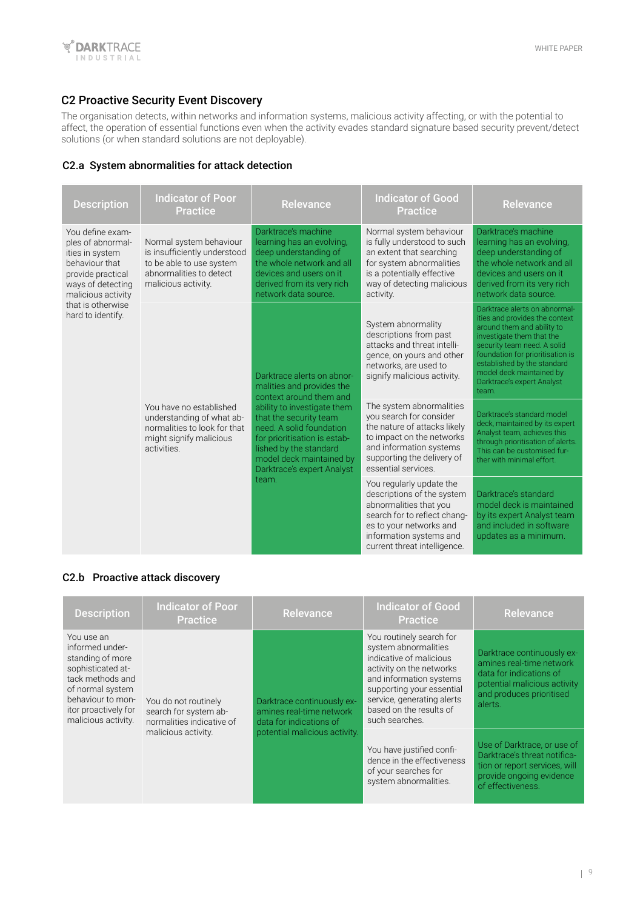## C2 Proactive Security Event Discovery

The organisation detects, within networks and information systems, malicious activity affecting, or with the potential to affect, the operation of essential functions even when the activity evades standard signature based security prevent/detect solutions (or when standard solutions are not deployable).

### C2.a System abnormalities for attack detection

| Description | Indicator of Poor Practice | Relevance | Indicator of Good Practice | Relevance |
|---|---|---|---|---|
| You define examples of abnormalities in system behaviour that provide practical ways of detecting malicious activity that is otherwise hard to identify. | Normal system behaviour is insufficiently understood to be able to use system abnormalities to detect malicious activity. | Darktrace's machine learning has an evolving, deep understanding of the whole network and all devices and users on it derived from its very rich network data source. | Normal system behaviour is fully understood to such an extent that searching for system abnormalities is a potentially effective way of detecting malicious activity. | Darktrace's machine learning has an evolving, deep understanding of the whole network and all devices and users on it derived from its very rich network data source. |
| | You have no established understanding of what abnormalities to look for that might signify malicious activities. | Darktrace alerts on abnormalities and provides the context around them and ability to investigate them that the security team need. A solid foundation for prioritisation is established by the standard model deck maintained by Darktrace's expert Analyst team. | System abnormality descriptions from past attacks and threat intelligence, on yours and other networks, are used to signify malicious activity. | Darktrace alerts on abnormalities and provides the context around them and ability to investigate them that the security team need. A solid foundation for prioritisation is established by the standard model deck maintained by Darktrace's expert Analyst team. |
| | | | The system abnormalities you search for consider the nature of attacks likely to impact on the networks and information systems supporting the delivery of essential services. | Darktrace's standard model deck, maintained by its expert Analyst team, achieves this through prioritisation of alerts. This can be customised further with minimal effort. |
| | | | You regularly update the descriptions of the system abnormalities that you search for to reflect changes to your networks and information systems and current threat intelligence. | Darktrace's standard model deck is maintained by its expert Analyst team and included in software updates as a minimum. |

### C2.b Proactive attack discovery

| Description | Indicator of Poor Practice | Relevance | Indicator of Good Practice | Relevance |
|---|---|---|---|---|
| You use an informed understanding of more sophisticated attack methods and of normal system behaviour to monitor proactively for malicious activity. | You do not routinely search for system abnormalities indicative of malicious activity. | Darktrace continuously examines real-time network data for indications of potential malicious activity. | You routinely search for system abnormalities indicative of malicious activity on the networks and information systems supporting your essential service, generating alerts based on the results of such searches. | Darktrace continuously examines real-time network data for indications of potential malicious activity and produces prioritised alerts. |
| | | | You have justified confidence in the effectiveness of your searches for system abnormalities. | Use of Darktrace, or use of Darktrace's threat notification or report services, will provide ongoing evidence of effectiveness. |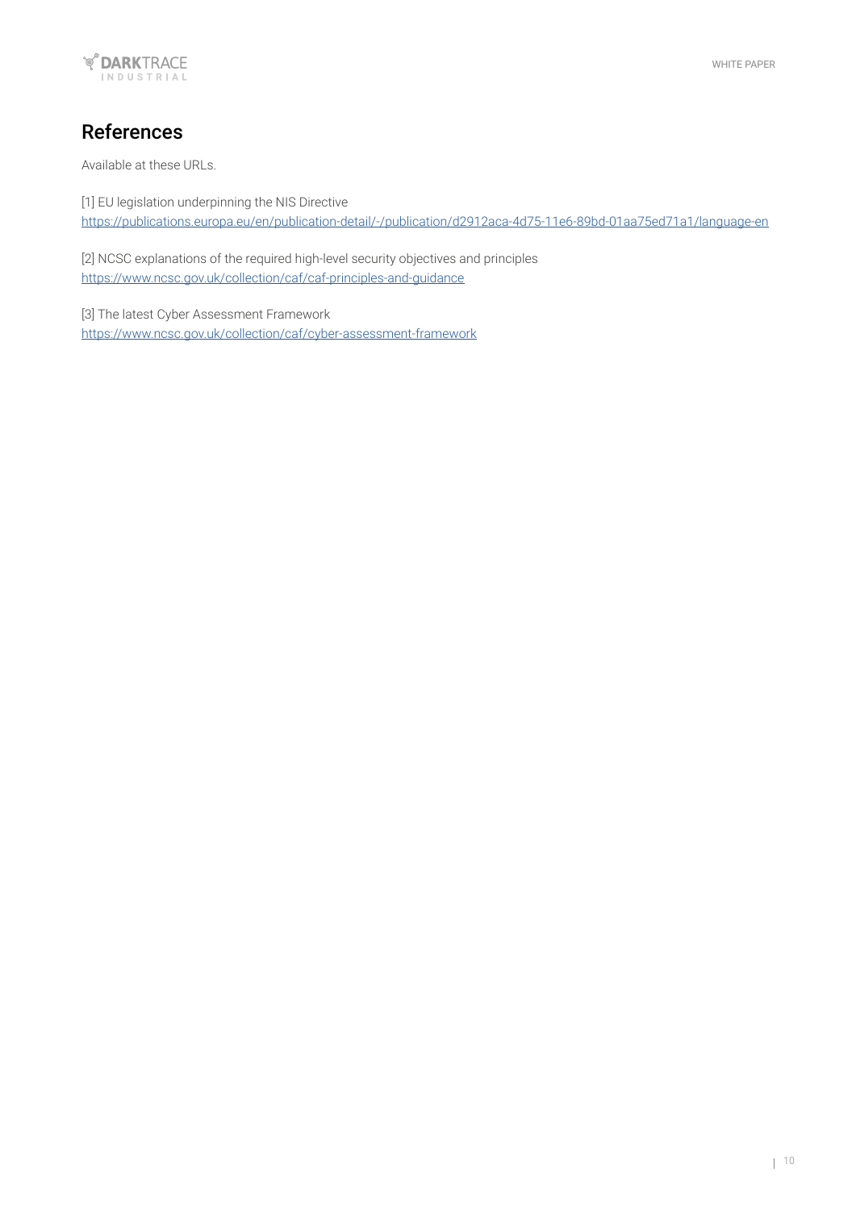## References

Available at these URLs.

[1] EU legislation underpinning the NIS Directive
https://publications.europa.eu/en/publication-detail/-/publication/d2912aca-4d75-11e6-89bd-01aa75ed71a1/language-en

[2] NCSC explanations of the required high-level security objectives and principles
https://www.ncsc.gov.uk/collection/caf/caf-principles-and-guidance

[3] The latest Cyber Assessment Framework
https://www.ncsc.gov.uk/collection/caf/cyber-assessment-framework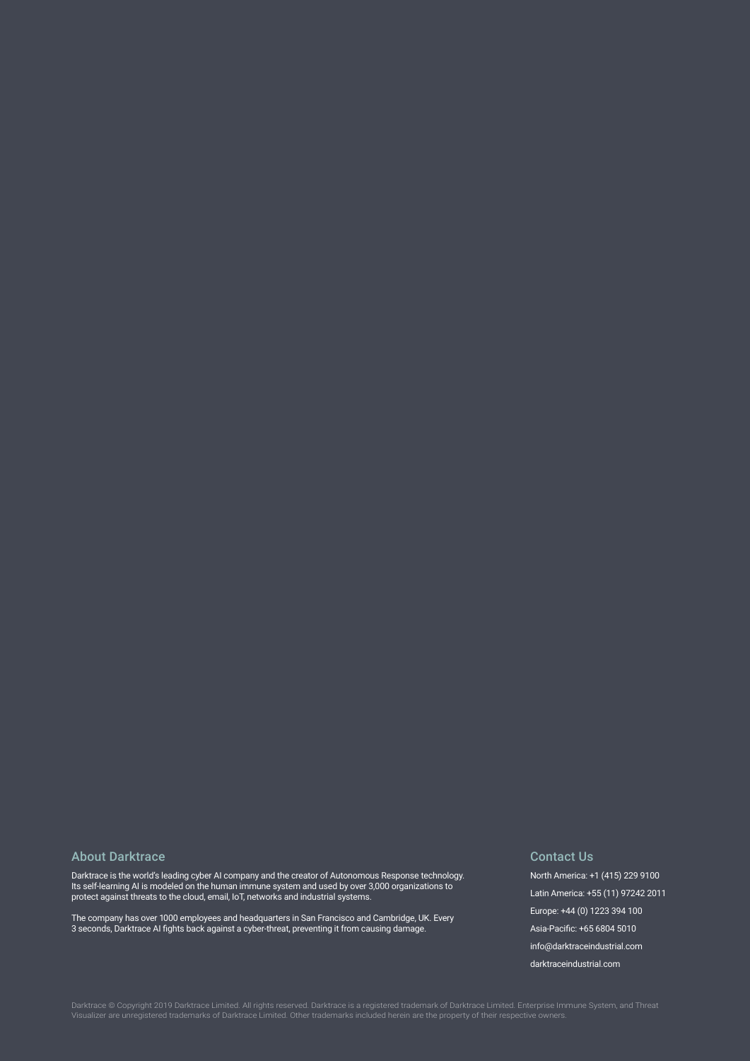## About Darktrace

Darktrace is the world's leading cyber AI company and the creator of Autonomous Response technology. Its self-learning AI is modeled on the human immune system and used by over 3,000 organizations to protect against threats to the cloud, email, IoT, networks and industrial systems.

The company has over 1000 employees and headquarters in San Francisco and Cambridge, UK. Every 3 seconds, Darktrace AI fights back against a cyber-threat, preventing it from causing damage.

## Contact Us

North America: +1 (415) 229 9100

Latin America: +55 (11) 97242 2011

Europe: +44 (0) 1223 394 100

Asia-Pacific: +65 6804 5010

info@darktraceindustrial.com

darktraceindustrial.com

Darktrace © Copyright 2019 Darktrace Limited. All rights reserved. Darktrace is a registered trademark of Darktrace Limited. Enterprise Immune System, and Threat Visualizer are unregistered trademarks of Darktrace Limited. Other trademarks included herein are the property of their respective owners.